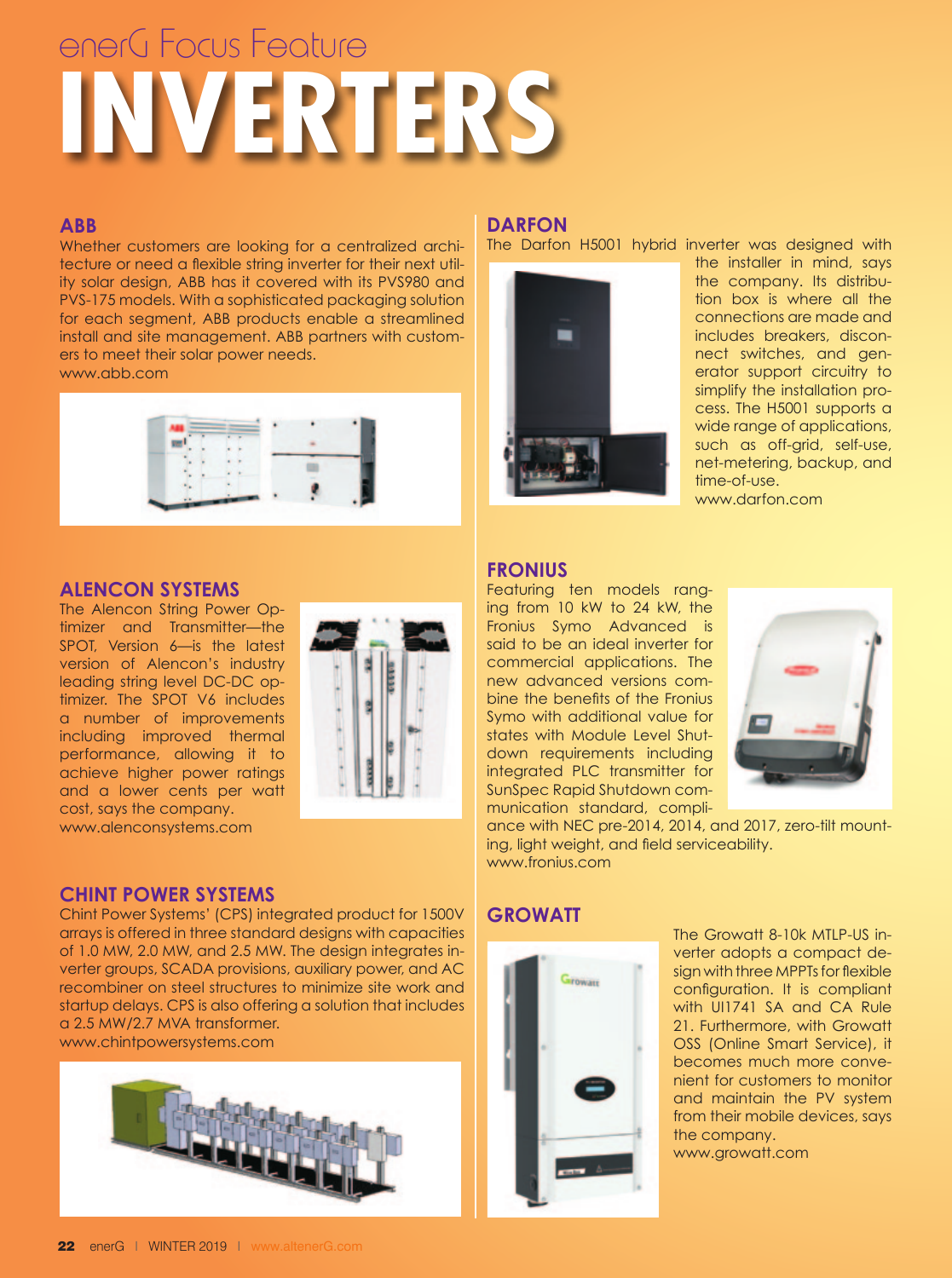enerG Focus Feature

# INVERTERS

## ABB

Whether customers are looking for a centralized architecture or need a flexible string inverter for their next utility solar design, ABB has it covered with its PVS980 and PVS-175 models. With a sophisticated packaging solution for each segment, ABB products enable a streamlined install and site management. ABB partners with customers to meet their solar power needs.
www.abb.com

## ALENCON SYSTEMS

The Alencon String Power Optimizer and Transmitter—the SPOT, Version 6—is the latest version of Alencon's industry leading string level DC-DC optimizer. The SPOT V6 includes a number of improvements including improved thermal performance, allowing it to achieve higher power ratings and a lower cents per watt cost, says the company.
www.alenconsystems.com

## CHINT POWER SYSTEMS

Chint Power Systems' (CPS) integrated product for 1500V arrays is offered in three standard designs with capacities of 1.0 MW, 2.0 MW, and 2.5 MW. The design integrates inverter groups, SCADA provisions, auxiliary power, and AC recombiner on steel structures to minimize site work and startup delays. CPS is also offering a solution that includes a 2.5 MW/2.7 MVA transformer.
www.chintpowersystems.com

## DARFON

The Darfon H5001 hybrid inverter was designed with the installer in mind, says the company. Its distribution box is where all the connections are made and includes breakers, disconnect switches, and generator support circuitry to simplify the installation process. The H5001 supports a wide range of applications, such as off-grid, self-use, net-metering, backup, and time-of-use.
www.darfon.com

## FRONIUS

Featuring ten models ranging from 10 kW to 24 kW, the Fronius Symo Advanced is said to be an ideal inverter for commercial applications. The new advanced versions combine the benefits of the Fronius Symo with additional value for states with Module Level Shutdown requirements including integrated PLC transmitter for SunSpec Rapid Shutdown communication standard, compliance with NEC pre-2014, 2014, and 2017, zero-tilt mounting, light weight, and field serviceability.
www.fronius.com

## GROWATT

The Growatt 8-10k MTLP-US inverter adopts a compact design with three MPPTs for flexible configuration. It is compliant with Ul1741 SA and CA Rule 21. Furthermore, with Growatt OSS (Online Smart Service), it becomes much more convenient for customers to monitor and maintain the PV system from their mobile devices, says the company.
www.growatt.com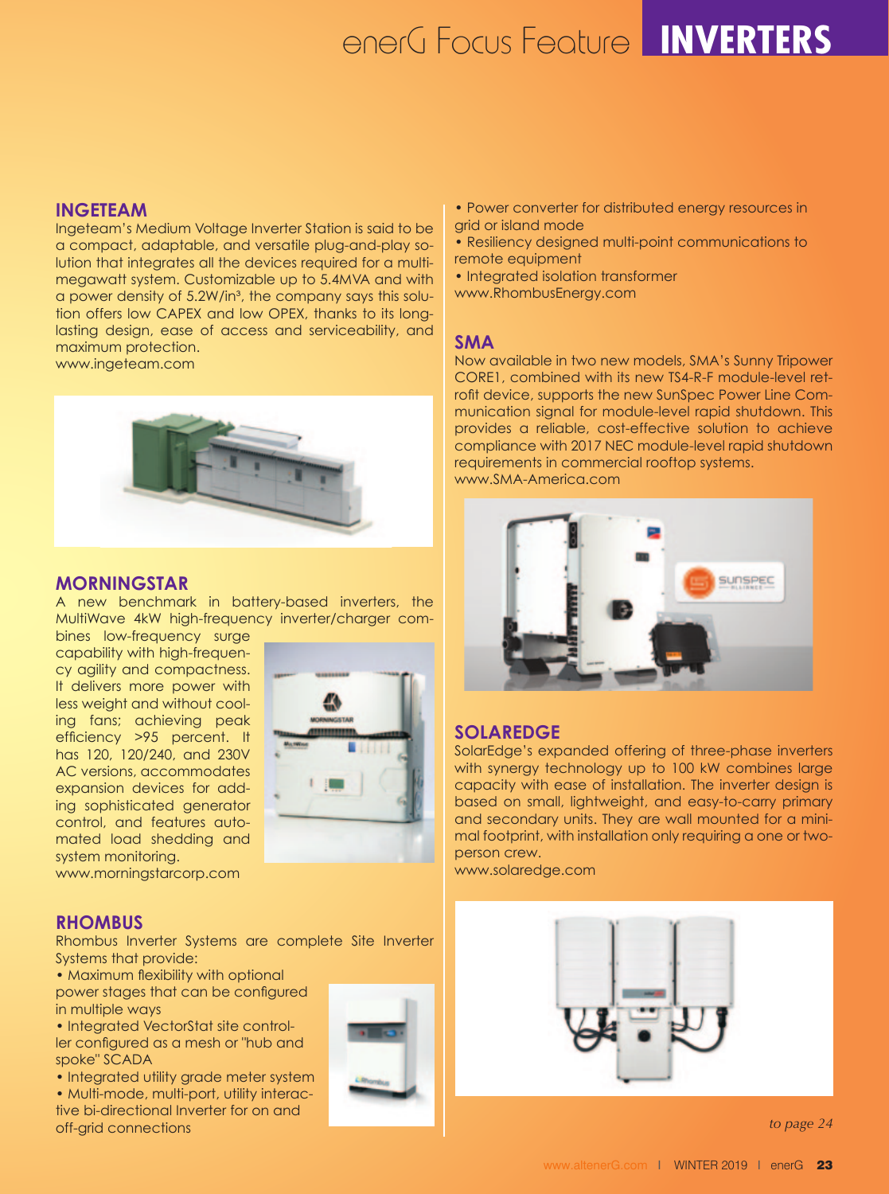# INVERTERS

## INGETEAM

Ingeteam's Medium Voltage Inverter Station is said to be a compact, adaptable, and versatile plug-and-play solution that integrates all the devices required for a multi-megawatt system. Customizable up to 5.4MVA and with a power density of 5.2W/in³, the company says this solution offers low CAPEX and low OPEX, thanks to its long-lasting design, ease of access and serviceability, and maximum protection.
www.ingeteam.com

## MORNINGSTAR

A new benchmark in battery-based inverters, the MultiWave 4kW high-frequency inverter/charger combines low-frequency surge capability with high-frequency agility and compactness. It delivers more power with less weight and without cooling fans; achieving peak efficiency >95 percent. It has 120, 120/240, and 230V AC versions, accommodates expansion devices for adding sophisticated generator control, and features automated load shedding and system monitoring.
www.morningstarcorp.com

## RHOMBUS

Rhombus Inverter Systems are complete Site Inverter Systems that provide:

- Maximum flexibility with optional power stages that can be configured in multiple ways
- Integrated VectorStat site controller configured as a mesh or "hub and spoke" SCADA
- Integrated utility grade meter system
- Multi-mode, multi-port, utility interactive bi-directional Inverter for on and off-grid connections
- Power converter for distributed energy resources in grid or island mode
- Resiliency designed multi-point communications to remote equipment
- Integrated isolation transformer

www.RhombusEnergy.com

## SMA

Now available in two new models, SMA's Sunny Tripower CORE1, combined with its new TS4-R-F module-level retrofit device, supports the new SunSpec Power Line Communication signal for module-level rapid shutdown. This provides a reliable, cost-effective solution to achieve compliance with 2017 NEC module-level rapid shutdown requirements in commercial rooftop systems.
www.SMA-America.com

## SOLAREDGE

SolarEdge's expanded offering of three-phase inverters with synergy technology up to 100 kW combines large capacity with ease of installation. The inverter design is based on small, lightweight, and easy-to-carry primary and secondary units. They are wall mounted for a minimal footprint, with installation only requiring a one or two-person crew.
www.solaredge.com

*to page 24*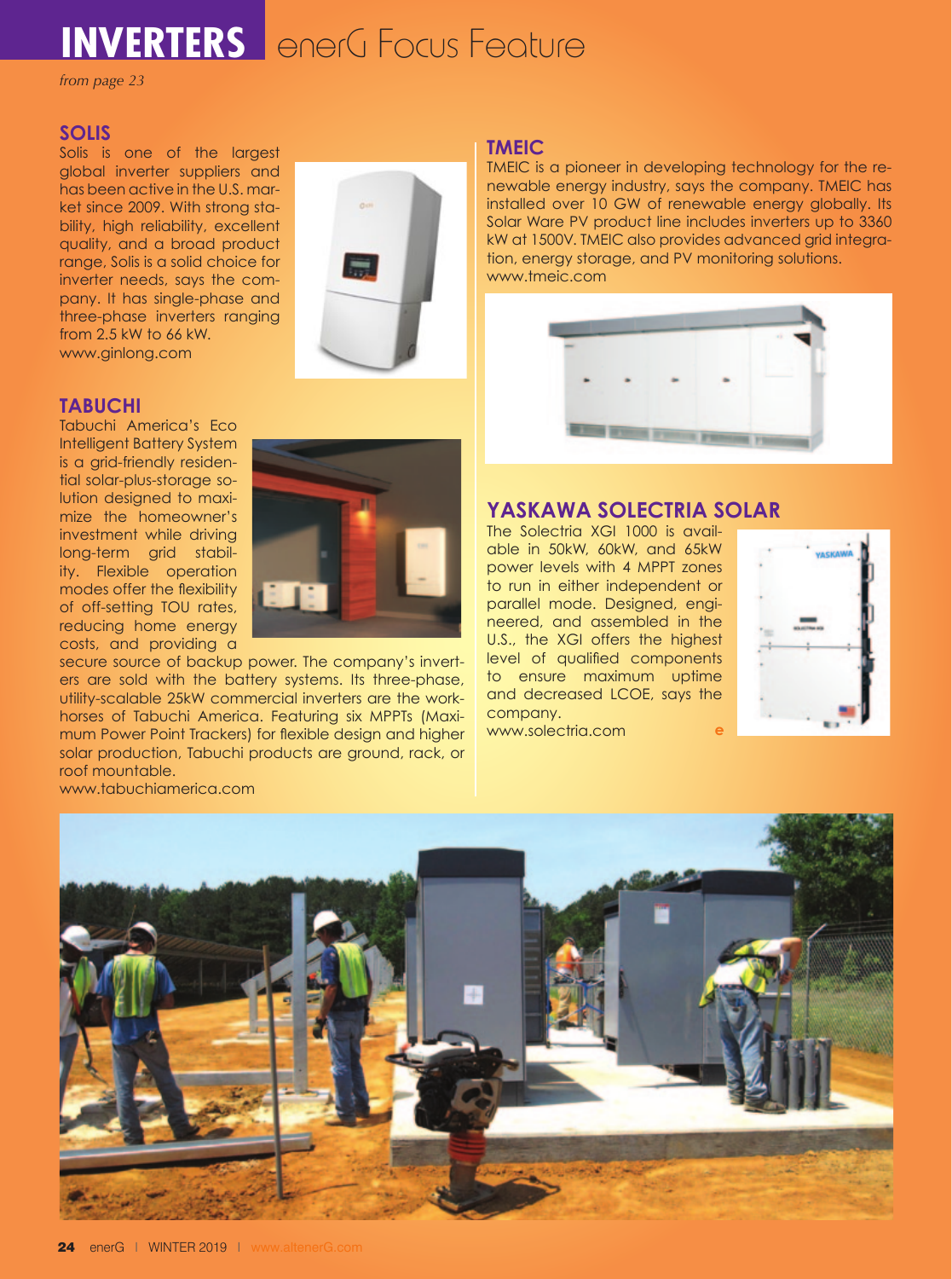# INVERTERS enerG Focus Feature

*from page 23*

## SOLIS

Solis is one of the largest global inverter suppliers and has been active in the U.S. market since 2009. With strong stability, high reliability, excellent quality, and a broad product range, Solis is a solid choice for inverter needs, says the company. It has single-phase and three-phase inverters ranging from 2.5 kW to 66 kW.
www.ginlong.com

## TABUCHI

Tabuchi America's Eco Intelligent Battery System is a grid-friendly residential solar-plus-storage solution designed to maximize the homeowner's investment while driving long-term grid stability. Flexible operation modes offer the flexibility of off-setting TOU rates, reducing home energy costs, and providing a secure source of backup power. The company's inverters are sold with the battery systems. Its three-phase, utility-scalable 25kW commercial inverters are the workhorses of Tabuchi America. Featuring six MPPTs (Maximum Power Point Trackers) for flexible design and higher solar production, Tabuchi products are ground, rack, or roof mountable.
www.tabuchiamerica.com

## TMEIC

TMEIC is a pioneer in developing technology for the renewable energy industry, says the company. TMEIC has installed over 10 GW of renewable energy globally. Its Solar Ware PV product line includes inverters up to 3360 kW at 1500V. TMEIC also provides advanced grid integration, energy storage, and PV monitoring solutions.
www.tmeic.com

## YASKAWA SOLECTRIA SOLAR

The Solectria XGI 1000 is available in 50kW, 60kW, and 65kW power levels with 4 MPPT zones to run in either independent or parallel mode. Designed, engineered, and assembled in the U.S., the XGI offers the highest level of qualified components to ensure maximum uptime and decreased LCOE, says the company.
www.solectria.com